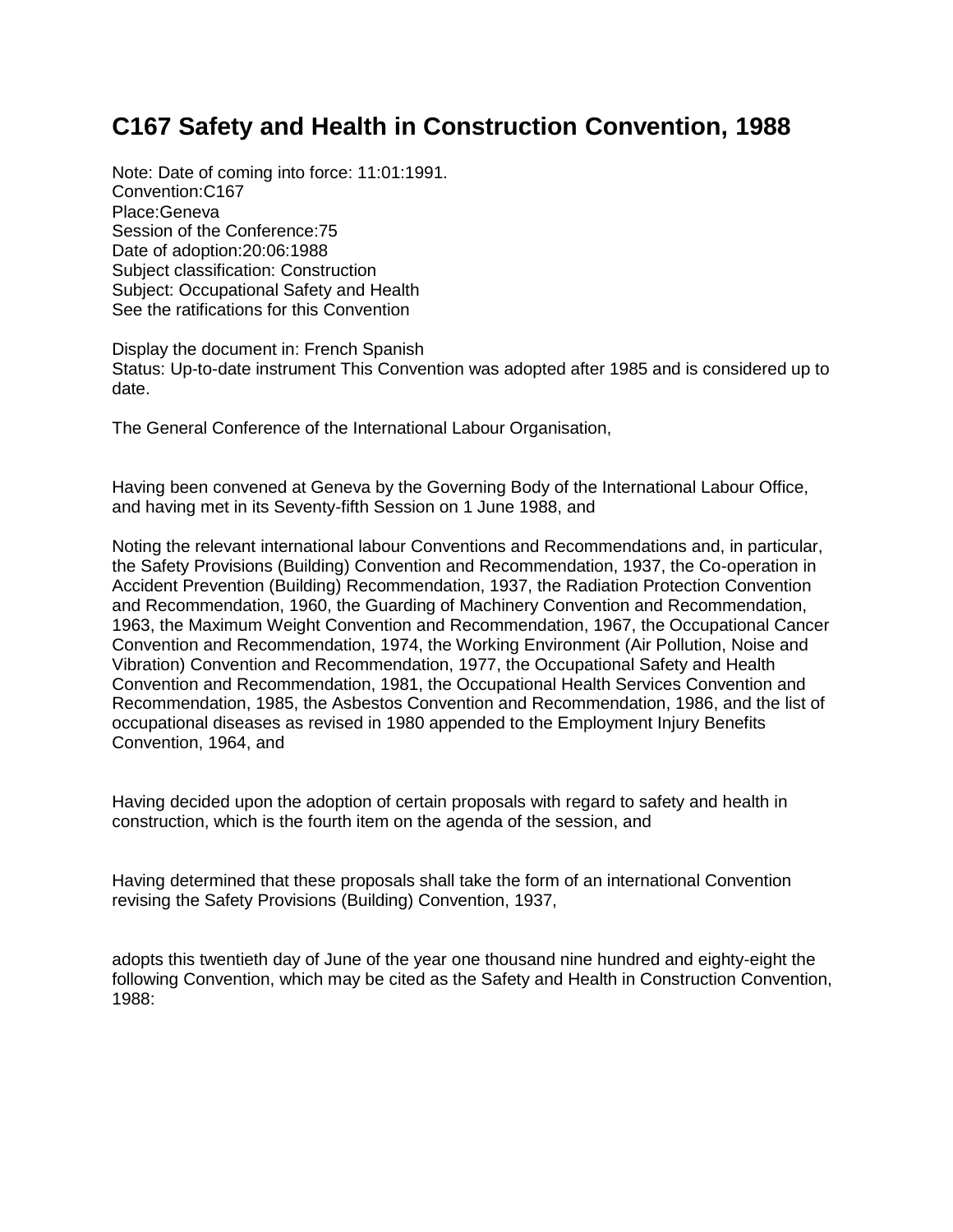# C167 Safety and Health in Construction Convention, 1988

Note: Date of coming into force: 11:01:1991.
Convention:C167
Place:Geneva
Session of the Conference:75
Date of adoption:20:06:1988
Subject classification: Construction
Subject: Occupational Safety and Health
See the ratifications for this Convention

Display the document in: French Spanish
Status: Up-to-date instrument This Convention was adopted after 1985 and is considered up to date.

The General Conference of the International Labour Organisation,

Having been convened at Geneva by the Governing Body of the International Labour Office, and having met in its Seventy-fifth Session on 1 June 1988, and

Noting the relevant international labour Conventions and Recommendations and, in particular, the Safety Provisions (Building) Convention and Recommendation, 1937, the Co-operation in Accident Prevention (Building) Recommendation, 1937, the Radiation Protection Convention and Recommendation, 1960, the Guarding of Machinery Convention and Recommendation, 1963, the Maximum Weight Convention and Recommendation, 1967, the Occupational Cancer Convention and Recommendation, 1974, the Working Environment (Air Pollution, Noise and Vibration) Convention and Recommendation, 1977, the Occupational Safety and Health Convention and Recommendation, 1981, the Occupational Health Services Convention and Recommendation, 1985, the Asbestos Convention and Recommendation, 1986, and the list of occupational diseases as revised in 1980 appended to the Employment Injury Benefits Convention, 1964, and

Having decided upon the adoption of certain proposals with regard to safety and health in construction, which is the fourth item on the agenda of the session, and

Having determined that these proposals shall take the form of an international Convention revising the Safety Provisions (Building) Convention, 1937,

adopts this twentieth day of June of the year one thousand nine hundred and eighty-eight the following Convention, which may be cited as the Safety and Health in Construction Convention, 1988: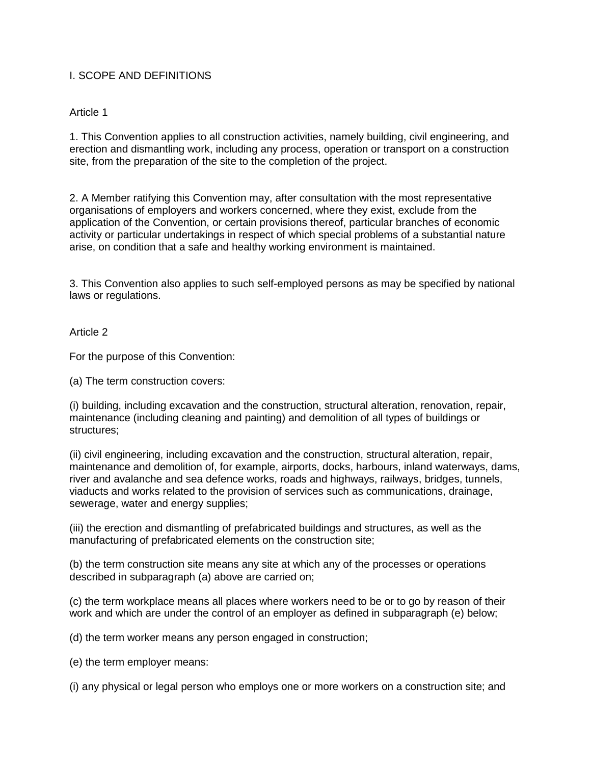## I. SCOPE AND DEFINITIONS

### Article 1

1. This Convention applies to all construction activities, namely building, civil engineering, and erection and dismantling work, including any process, operation or transport on a construction site, from the preparation of the site to the completion of the project.

2. A Member ratifying this Convention may, after consultation with the most representative organisations of employers and workers concerned, where they exist, exclude from the application of the Convention, or certain provisions thereof, particular branches of economic activity or particular undertakings in respect of which special problems of a substantial nature arise, on condition that a safe and healthy working environment is maintained.

3. This Convention also applies to such self-employed persons as may be specified by national laws or regulations.

### Article 2

For the purpose of this Convention:

(a) The term construction covers:

(i) building, including excavation and the construction, structural alteration, renovation, repair, maintenance (including cleaning and painting) and demolition of all types of buildings or structures;

(ii) civil engineering, including excavation and the construction, structural alteration, repair, maintenance and demolition of, for example, airports, docks, harbours, inland waterways, dams, river and avalanche and sea defence works, roads and highways, railways, bridges, tunnels, viaducts and works related to the provision of services such as communications, drainage, sewerage, water and energy supplies;

(iii) the erection and dismantling of prefabricated buildings and structures, as well as the manufacturing of prefabricated elements on the construction site;

(b) the term construction site means any site at which any of the processes or operations described in subparagraph (a) above are carried on;

(c) the term workplace means all places where workers need to be or to go by reason of their work and which are under the control of an employer as defined in subparagraph (e) below;

(d) the term worker means any person engaged in construction;

(e) the term employer means:

(i) any physical or legal person who employs one or more workers on a construction site; and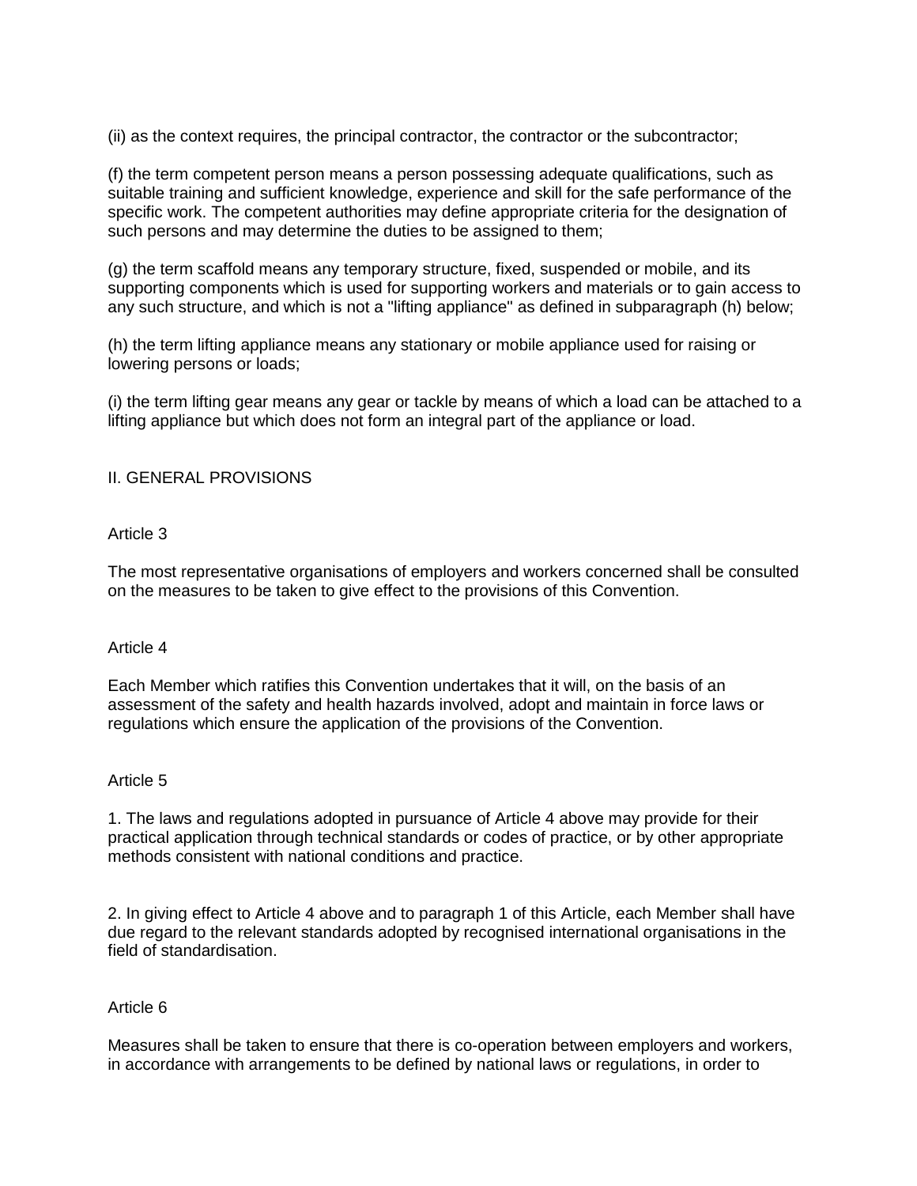(ii) as the context requires, the principal contractor, the contractor or the subcontractor;

(f) the term competent person means a person possessing adequate qualifications, such as suitable training and sufficient knowledge, experience and skill for the safe performance of the specific work. The competent authorities may define appropriate criteria for the designation of such persons and may determine the duties to be assigned to them;

(g) the term scaffold means any temporary structure, fixed, suspended or mobile, and its supporting components which is used for supporting workers and materials or to gain access to any such structure, and which is not a "lifting appliance" as defined in subparagraph (h) below;

(h) the term lifting appliance means any stationary or mobile appliance used for raising or lowering persons or loads;

(i) the term lifting gear means any gear or tackle by means of which a load can be attached to a lifting appliance but which does not form an integral part of the appliance or load.

## II. GENERAL PROVISIONS

### Article 3

The most representative organisations of employers and workers concerned shall be consulted on the measures to be taken to give effect to the provisions of this Convention.

### Article 4

Each Member which ratifies this Convention undertakes that it will, on the basis of an assessment of the safety and health hazards involved, adopt and maintain in force laws or regulations which ensure the application of the provisions of the Convention.

### Article 5

1. The laws and regulations adopted in pursuance of Article 4 above may provide for their practical application through technical standards or codes of practice, or by other appropriate methods consistent with national conditions and practice.

2. In giving effect to Article 4 above and to paragraph 1 of this Article, each Member shall have due regard to the relevant standards adopted by recognised international organisations in the field of standardisation.

### Article 6

Measures shall be taken to ensure that there is co-operation between employers and workers, in accordance with arrangements to be defined by national laws or regulations, in order to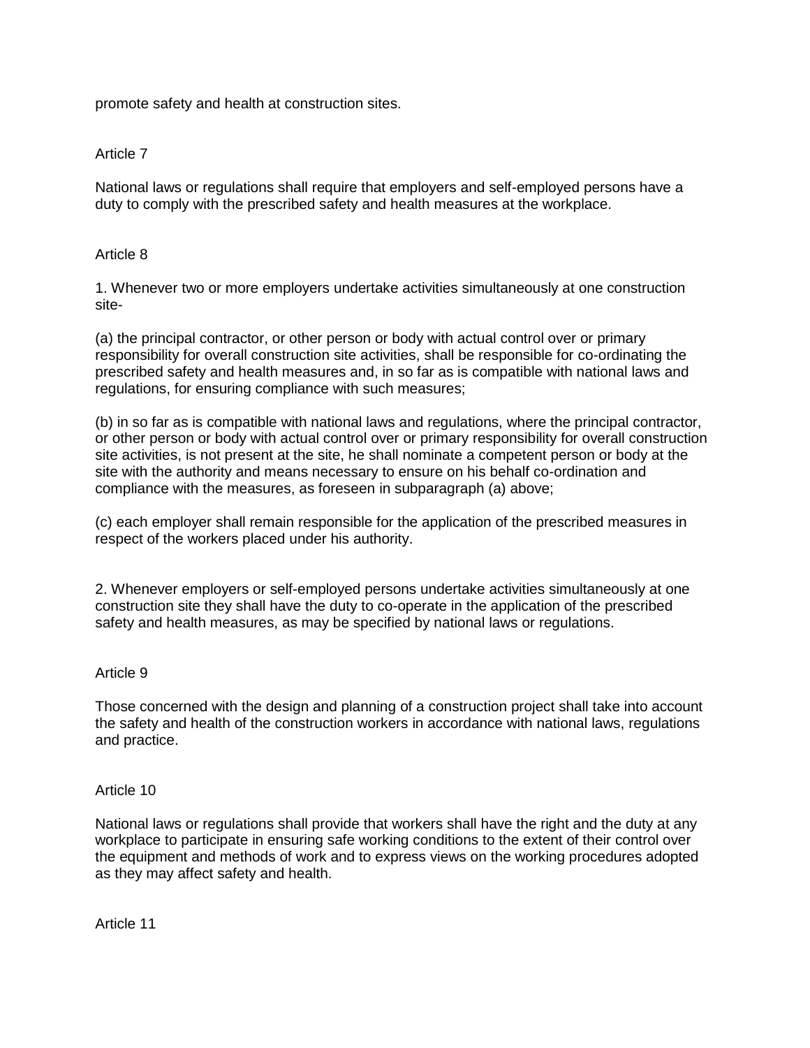promote safety and health at construction sites.

Article 7

National laws or regulations shall require that employers and self-employed persons have a duty to comply with the prescribed safety and health measures at the workplace.

Article 8

1. Whenever two or more employers undertake activities simultaneously at one construction site-

(a) the principal contractor, or other person or body with actual control over or primary responsibility for overall construction site activities, shall be responsible for co-ordinating the prescribed safety and health measures and, in so far as is compatible with national laws and regulations, for ensuring compliance with such measures;

(b) in so far as is compatible with national laws and regulations, where the principal contractor, or other person or body with actual control over or primary responsibility for overall construction site activities, is not present at the site, he shall nominate a competent person or body at the site with the authority and means necessary to ensure on his behalf co-ordination and compliance with the measures, as foreseen in subparagraph (a) above;

(c) each employer shall remain responsible for the application of the prescribed measures in respect of the workers placed under his authority.

2. Whenever employers or self-employed persons undertake activities simultaneously at one construction site they shall have the duty to co-operate in the application of the prescribed safety and health measures, as may be specified by national laws or regulations.

Article 9

Those concerned with the design and planning of a construction project shall take into account the safety and health of the construction workers in accordance with national laws, regulations and practice.

Article 10

National laws or regulations shall provide that workers shall have the right and the duty at any workplace to participate in ensuring safe working conditions to the extent of their control over the equipment and methods of work and to express views on the working procedures adopted as they may affect safety and health.

Article 11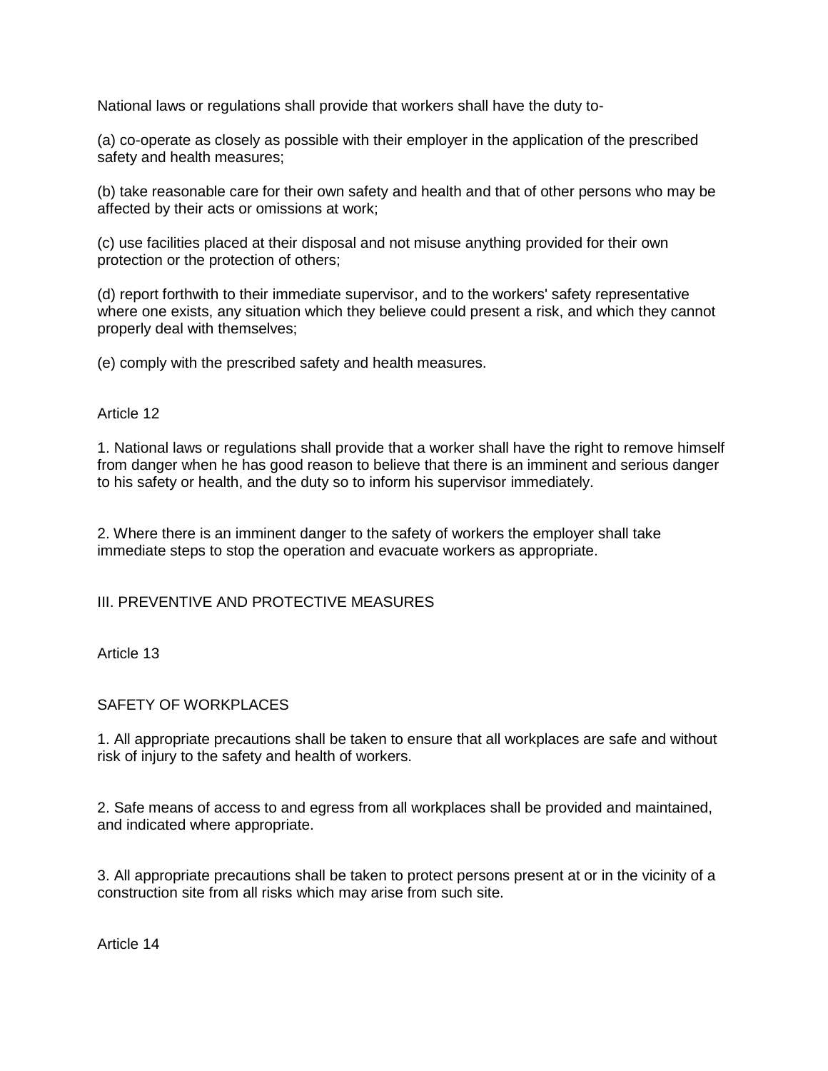National laws or regulations shall provide that workers shall have the duty to-

(a) co-operate as closely as possible with their employer in the application of the prescribed safety and health measures;

(b) take reasonable care for their own safety and health and that of other persons who may be affected by their acts or omissions at work;

(c) use facilities placed at their disposal and not misuse anything provided for their own protection or the protection of others;

(d) report forthwith to their immediate supervisor, and to the workers' safety representative where one exists, any situation which they believe could present a risk, and which they cannot properly deal with themselves;

(e) comply with the prescribed safety and health measures.

Article 12

1. National laws or regulations shall provide that a worker shall have the right to remove himself from danger when he has good reason to believe that there is an imminent and serious danger to his safety or health, and the duty so to inform his supervisor immediately.

2. Where there is an imminent danger to the safety of workers the employer shall take immediate steps to stop the operation and evacuate workers as appropriate.

## III. PREVENTIVE AND PROTECTIVE MEASURES

Article 13

### SAFETY OF WORKPLACES

1. All appropriate precautions shall be taken to ensure that all workplaces are safe and without risk of injury to the safety and health of workers.

2. Safe means of access to and egress from all workplaces shall be provided and maintained, and indicated where appropriate.

3. All appropriate precautions shall be taken to protect persons present at or in the vicinity of a construction site from all risks which may arise from such site.

Article 14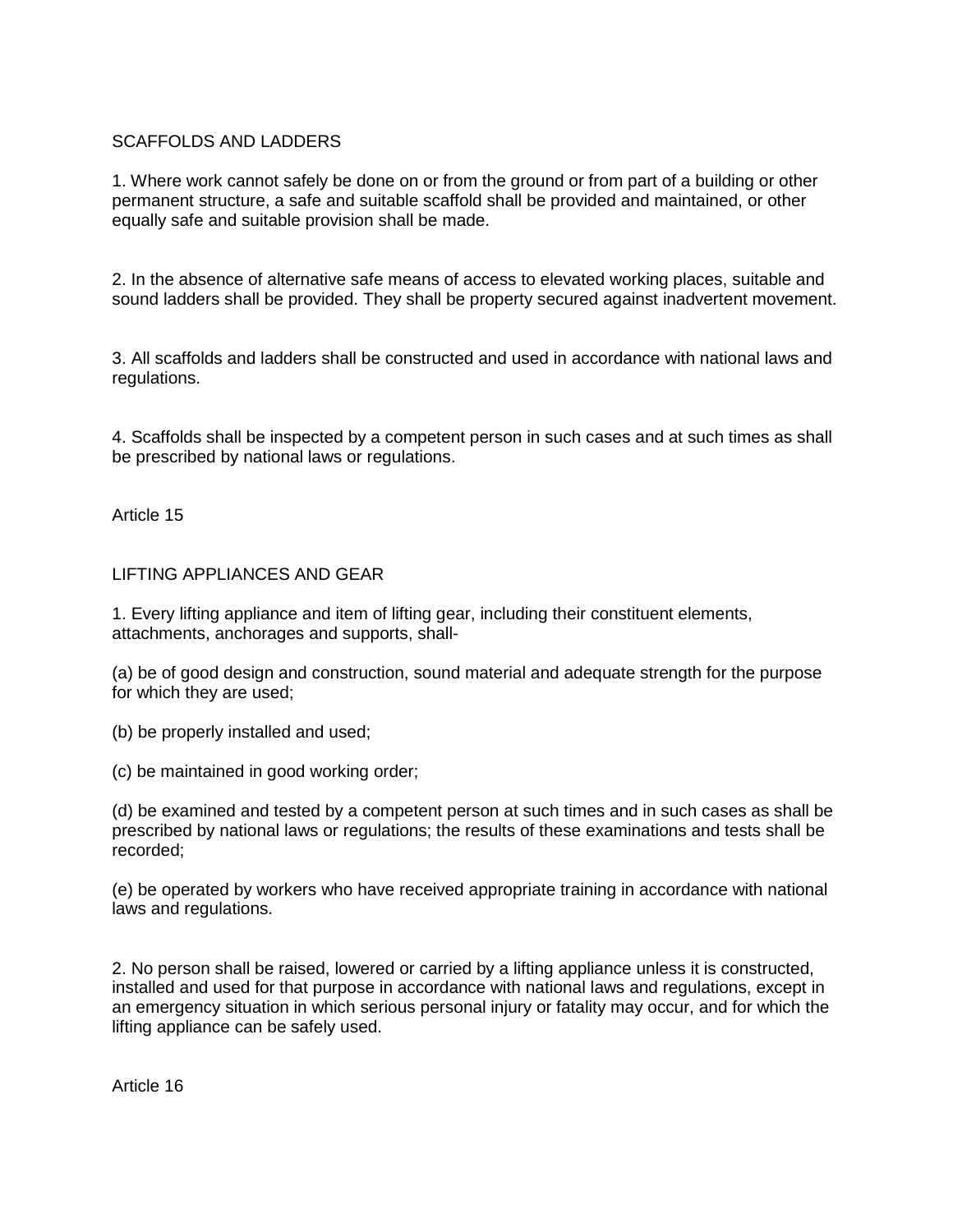## SCAFFOLDS AND LADDERS

1. Where work cannot safely be done on or from the ground or from part of a building or other permanent structure, a safe and suitable scaffold shall be provided and maintained, or other equally safe and suitable provision shall be made.

2. In the absence of alternative safe means of access to elevated working places, suitable and sound ladders shall be provided. They shall be property secured against inadvertent movement.

3. All scaffolds and ladders shall be constructed and used in accordance with national laws and regulations.

4. Scaffolds shall be inspected by a competent person in such cases and at such times as shall be prescribed by national laws or regulations.

Article 15

## LIFTING APPLIANCES AND GEAR

1. Every lifting appliance and item of lifting gear, including their constituent elements, attachments, anchorages and supports, shall-

(a) be of good design and construction, sound material and adequate strength for the purpose for which they are used;

(b) be properly installed and used;

(c) be maintained in good working order;

(d) be examined and tested by a competent person at such times and in such cases as shall be prescribed by national laws or regulations; the results of these examinations and tests shall be recorded;

(e) be operated by workers who have received appropriate training in accordance with national laws and regulations.

2. No person shall be raised, lowered or carried by a lifting appliance unless it is constructed, installed and used for that purpose in accordance with national laws and regulations, except in an emergency situation in which serious personal injury or fatality may occur, and for which the lifting appliance can be safely used.

Article 16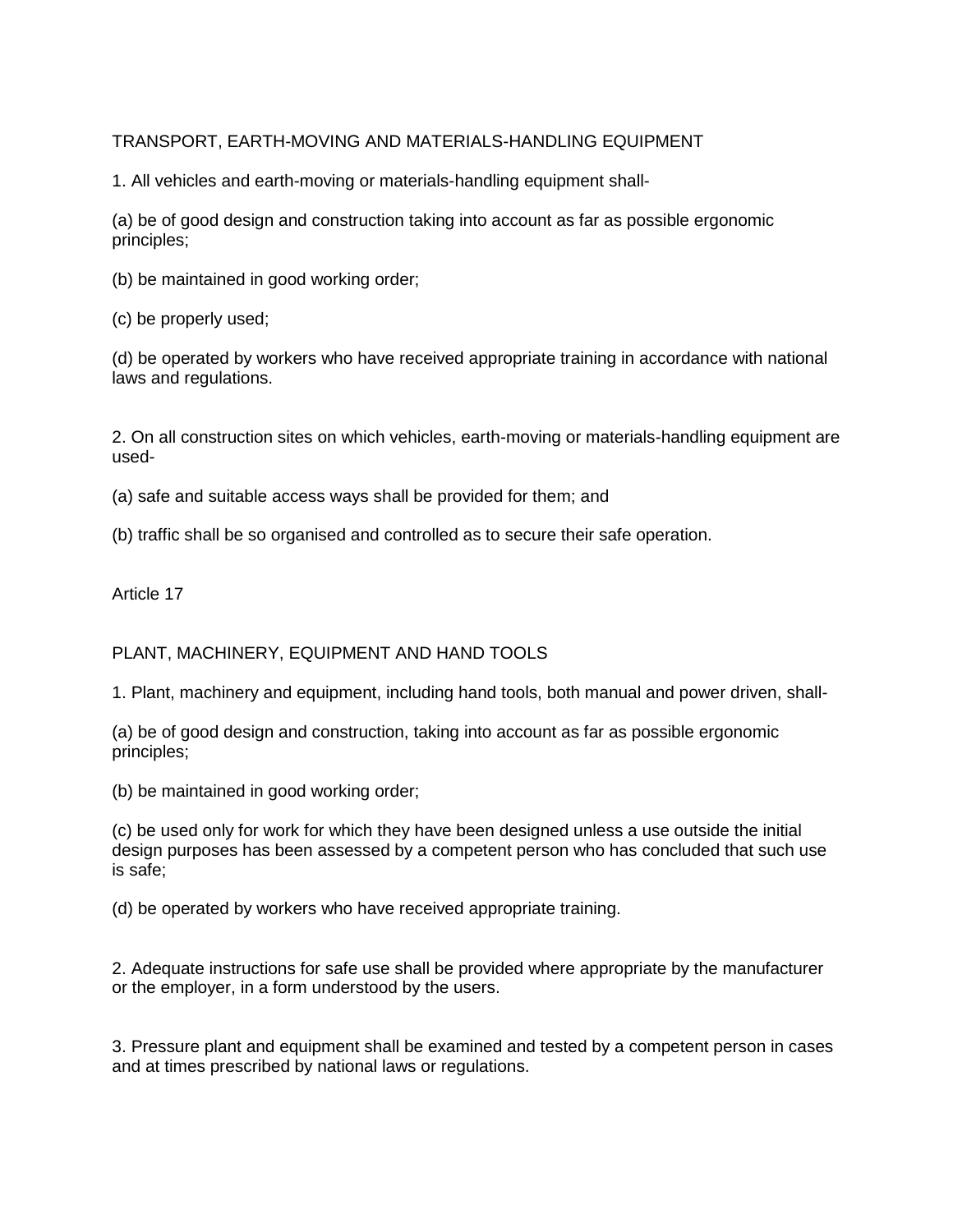## TRANSPORT, EARTH-MOVING AND MATERIALS-HANDLING EQUIPMENT

1. All vehicles and earth-moving or materials-handling equipment shall-

(a) be of good design and construction taking into account as far as possible ergonomic principles;

(b) be maintained in good working order;

(c) be properly used;

(d) be operated by workers who have received appropriate training in accordance with national laws and regulations.

2. On all construction sites on which vehicles, earth-moving or materials-handling equipment are used-

(a) safe and suitable access ways shall be provided for them; and

(b) traffic shall be so organised and controlled as to secure their safe operation.

# Article 17

## PLANT, MACHINERY, EQUIPMENT AND HAND TOOLS

1. Plant, machinery and equipment, including hand tools, both manual and power driven, shall-

(a) be of good design and construction, taking into account as far as possible ergonomic principles;

(b) be maintained in good working order;

(c) be used only for work for which they have been designed unless a use outside the initial design purposes has been assessed by a competent person who has concluded that such use is safe;

(d) be operated by workers who have received appropriate training.

2. Adequate instructions for safe use shall be provided where appropriate by the manufacturer or the employer, in a form understood by the users.

3. Pressure plant and equipment shall be examined and tested by a competent person in cases and at times prescribed by national laws or regulations.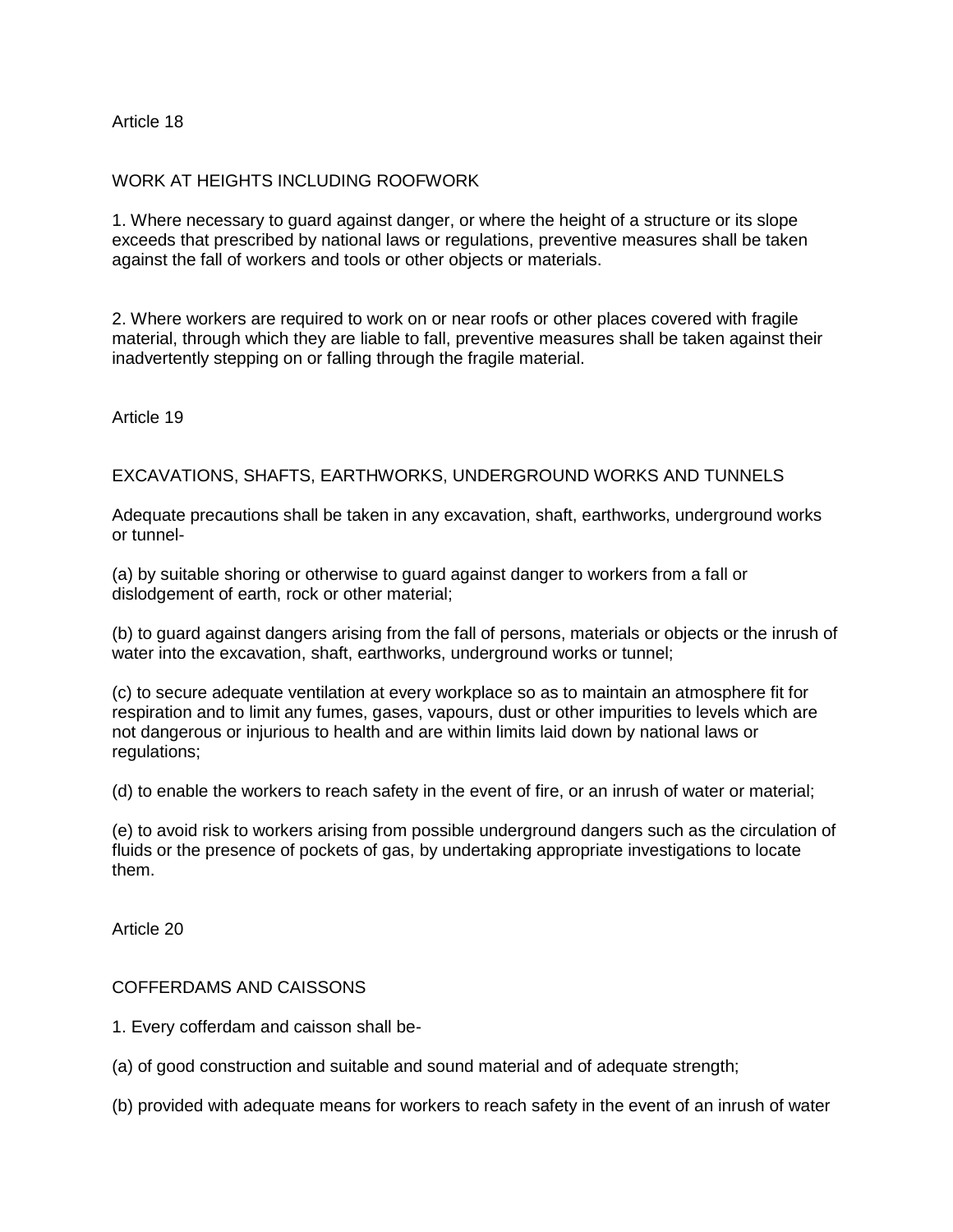Article 18

WORK AT HEIGHTS INCLUDING ROOFWORK

1. Where necessary to guard against danger, or where the height of a structure or its slope exceeds that prescribed by national laws or regulations, preventive measures shall be taken against the fall of workers and tools or other objects or materials.

2. Where workers are required to work on or near roofs or other places covered with fragile material, through which they are liable to fall, preventive measures shall be taken against their inadvertently stepping on or falling through the fragile material.

Article 19

EXCAVATIONS, SHAFTS, EARTHWORKS, UNDERGROUND WORKS AND TUNNELS

Adequate precautions shall be taken in any excavation, shaft, earthworks, underground works or tunnel-

(a) by suitable shoring or otherwise to guard against danger to workers from a fall or dislodgement of earth, rock or other material;

(b) to guard against dangers arising from the fall of persons, materials or objects or the inrush of water into the excavation, shaft, earthworks, underground works or tunnel;

(c) to secure adequate ventilation at every workplace so as to maintain an atmosphere fit for respiration and to limit any fumes, gases, vapours, dust or other impurities to levels which are not dangerous or injurious to health and are within limits laid down by national laws or regulations;

(d) to enable the workers to reach safety in the event of fire, or an inrush of water or material;

(e) to avoid risk to workers arising from possible underground dangers such as the circulation of fluids or the presence of pockets of gas, by undertaking appropriate investigations to locate them.

Article 20

COFFERDAMS AND CAISSONS

1. Every cofferdam and caisson shall be-

(a) of good construction and suitable and sound material and of adequate strength;

(b) provided with adequate means for workers to reach safety in the event of an inrush of water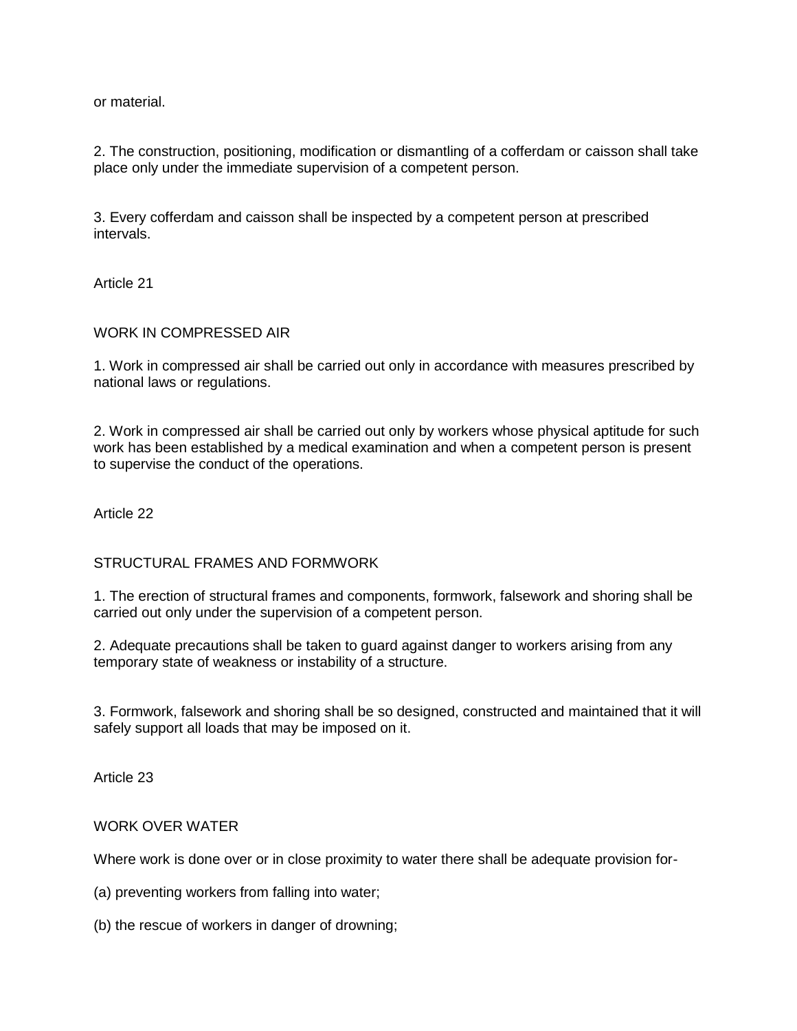or material.

2. The construction, positioning, modification or dismantling of a cofferdam or caisson shall take place only under the immediate supervision of a competent person.

3. Every cofferdam and caisson shall be inspected by a competent person at prescribed intervals.

Article 21

WORK IN COMPRESSED AIR

1. Work in compressed air shall be carried out only in accordance with measures prescribed by national laws or regulations.

2. Work in compressed air shall be carried out only by workers whose physical aptitude for such work has been established by a medical examination and when a competent person is present to supervise the conduct of the operations.

Article 22

STRUCTURAL FRAMES AND FORMWORK

1. The erection of structural frames and components, formwork, falsework and shoring shall be carried out only under the supervision of a competent person.

2. Adequate precautions shall be taken to guard against danger to workers arising from any temporary state of weakness or instability of a structure.

3. Formwork, falsework and shoring shall be so designed, constructed and maintained that it will safely support all loads that may be imposed on it.

Article 23

WORK OVER WATER

Where work is done over or in close proximity to water there shall be adequate provision for-

(a) preventing workers from falling into water;

(b) the rescue of workers in danger of drowning;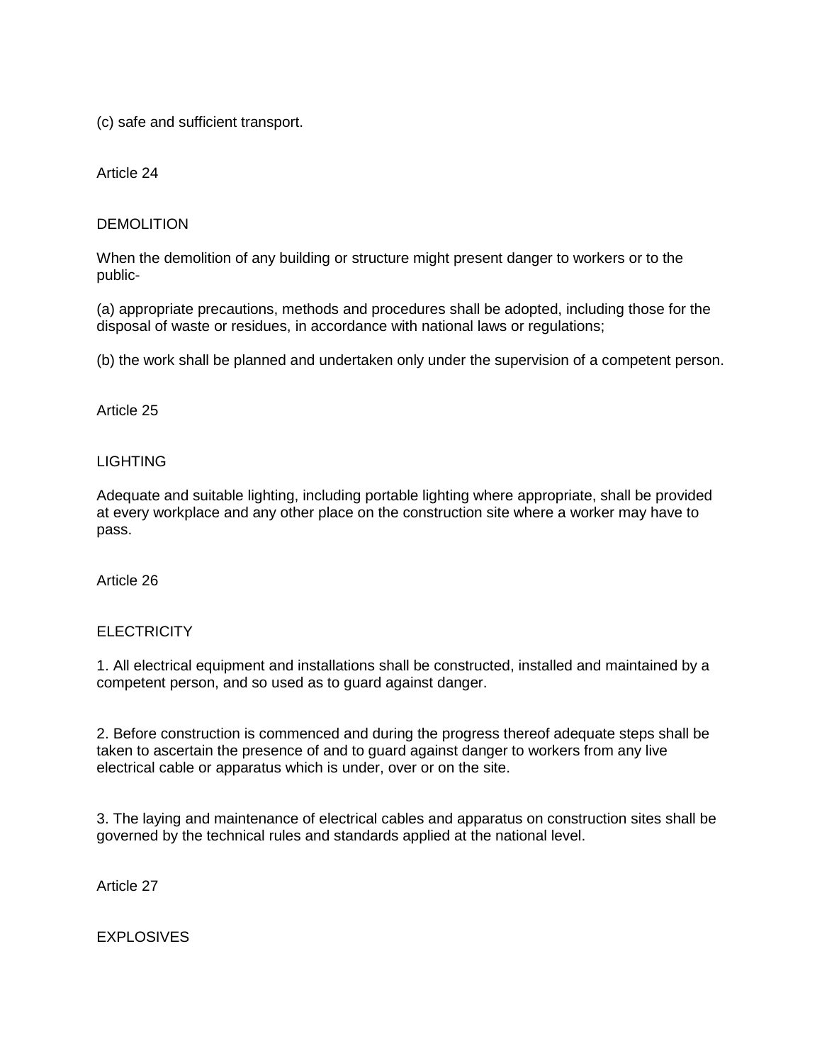(c) safe and sufficient transport.

Article 24

DEMOLITION

When the demolition of any building or structure might present danger to workers or to the public-

(a) appropriate precautions, methods and procedures shall be adopted, including those for the disposal of waste or residues, in accordance with national laws or regulations;

(b) the work shall be planned and undertaken only under the supervision of a competent person.

Article 25

LIGHTING

Adequate and suitable lighting, including portable lighting where appropriate, shall be provided at every workplace and any other place on the construction site where a worker may have to pass.

Article 26

ELECTRICITY

1. All electrical equipment and installations shall be constructed, installed and maintained by a competent person, and so used as to guard against danger.

2. Before construction is commenced and during the progress thereof adequate steps shall be taken to ascertain the presence of and to guard against danger to workers from any live electrical cable or apparatus which is under, over or on the site.

3. The laying and maintenance of electrical cables and apparatus on construction sites shall be governed by the technical rules and standards applied at the national level.

Article 27

EXPLOSIVES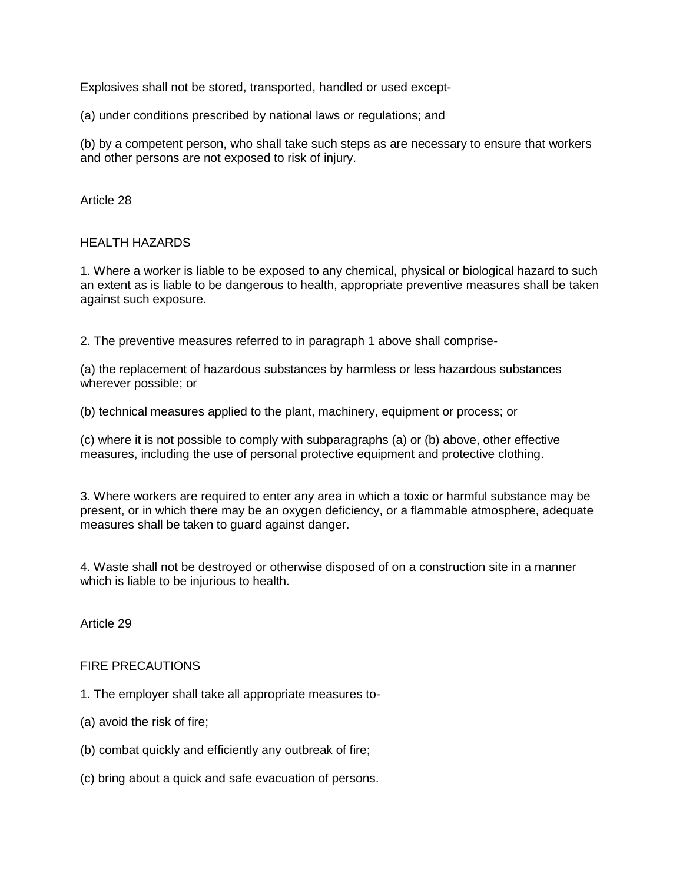Explosives shall not be stored, transported, handled or used except-

(a) under conditions prescribed by national laws or regulations; and

(b) by a competent person, who shall take such steps as are necessary to ensure that workers and other persons are not exposed to risk of injury.

Article 28

## HEALTH HAZARDS

1. Where a worker is liable to be exposed to any chemical, physical or biological hazard to such an extent as is liable to be dangerous to health, appropriate preventive measures shall be taken against such exposure.

2. The preventive measures referred to in paragraph 1 above shall comprise-

(a) the replacement of hazardous substances by harmless or less hazardous substances wherever possible; or

(b) technical measures applied to the plant, machinery, equipment or process; or

(c) where it is not possible to comply with subparagraphs (a) or (b) above, other effective measures, including the use of personal protective equipment and protective clothing.

3. Where workers are required to enter any area in which a toxic or harmful substance may be present, or in which there may be an oxygen deficiency, or a flammable atmosphere, adequate measures shall be taken to guard against danger.

4. Waste shall not be destroyed or otherwise disposed of on a construction site in a manner which is liable to be injurious to health.

Article 29

## FIRE PRECAUTIONS

1. The employer shall take all appropriate measures to-

(a) avoid the risk of fire;

(b) combat quickly and efficiently any outbreak of fire;

(c) bring about a quick and safe evacuation of persons.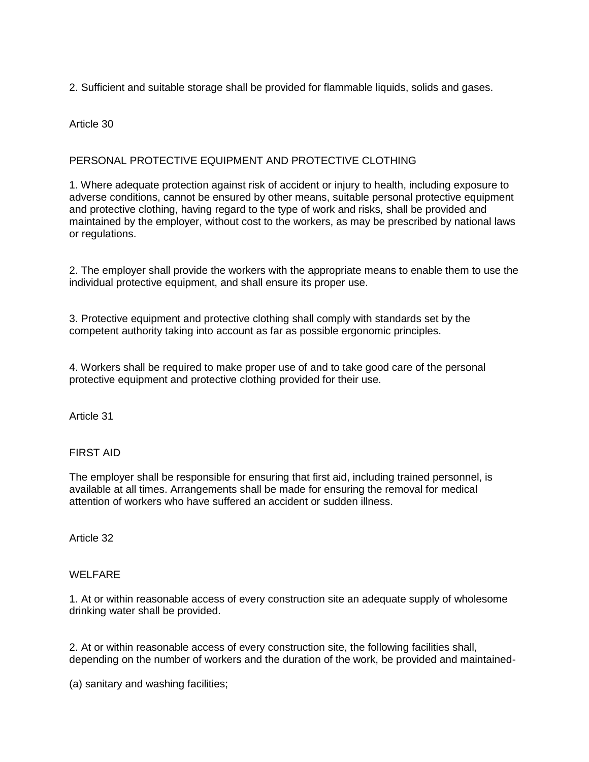2. Sufficient and suitable storage shall be provided for flammable liquids, solids and gases.

Article 30

## PERSONAL PROTECTIVE EQUIPMENT AND PROTECTIVE CLOTHING

1. Where adequate protection against risk of accident or injury to health, including exposure to adverse conditions, cannot be ensured by other means, suitable personal protective equipment and protective clothing, having regard to the type of work and risks, shall be provided and maintained by the employer, without cost to the workers, as may be prescribed by national laws or regulations.

2. The employer shall provide the workers with the appropriate means to enable them to use the individual protective equipment, and shall ensure its proper use.

3. Protective equipment and protective clothing shall comply with standards set by the competent authority taking into account as far as possible ergonomic principles.

4. Workers shall be required to make proper use of and to take good care of the personal protective equipment and protective clothing provided for their use.

Article 31

## FIRST AID

The employer shall be responsible for ensuring that first aid, including trained personnel, is available at all times. Arrangements shall be made for ensuring the removal for medical attention of workers who have suffered an accident or sudden illness.

Article 32

## WELFARE

1. At or within reasonable access of every construction site an adequate supply of wholesome drinking water shall be provided.

2. At or within reasonable access of every construction site, the following facilities shall, depending on the number of workers and the duration of the work, be provided and maintained-

(a) sanitary and washing facilities;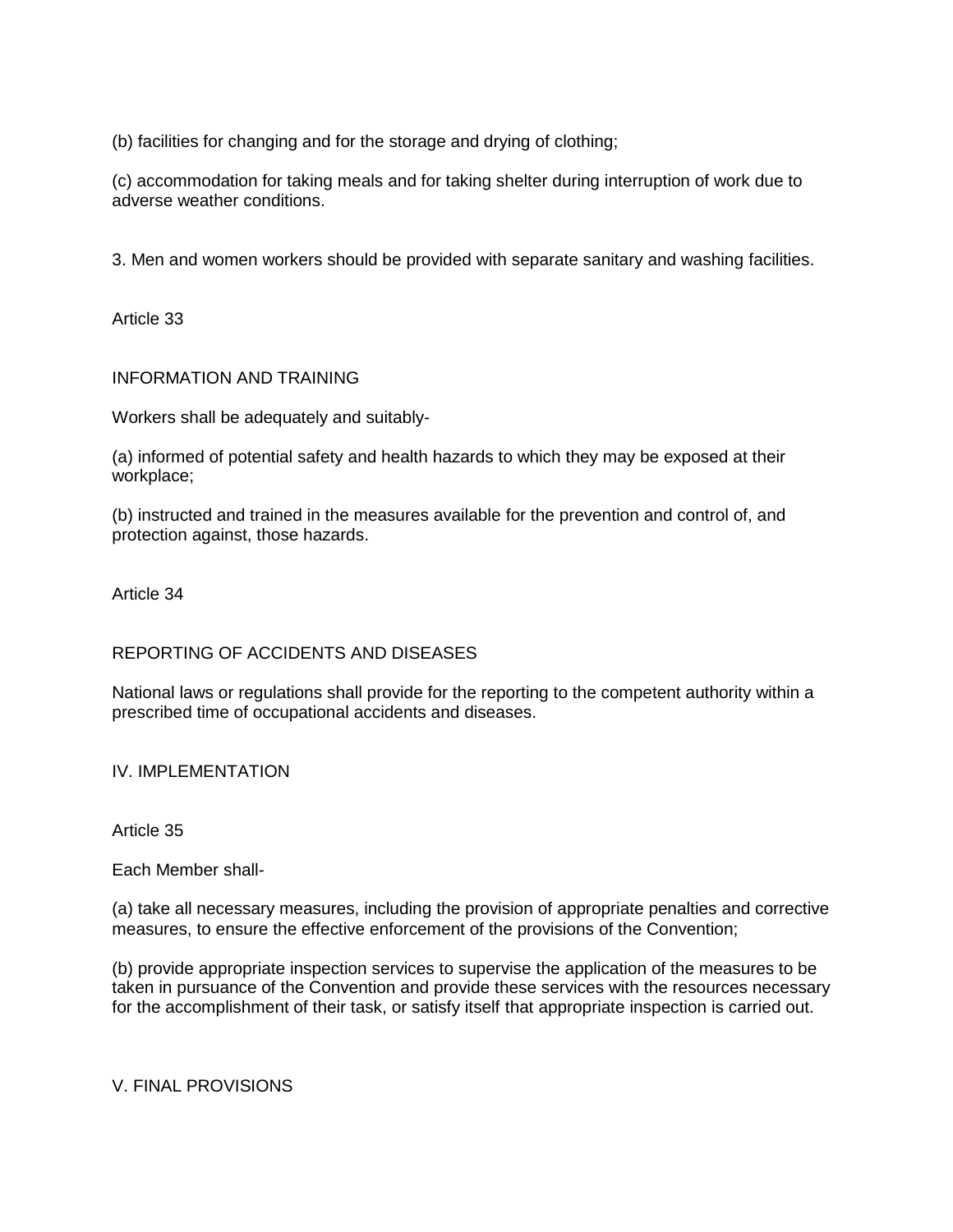(b) facilities for changing and for the storage and drying of clothing;

(c) accommodation for taking meals and for taking shelter during interruption of work due to adverse weather conditions.

3. Men and women workers should be provided with separate sanitary and washing facilities.

Article 33

INFORMATION AND TRAINING

Workers shall be adequately and suitably-

(a) informed of potential safety and health hazards to which they may be exposed at their workplace;

(b) instructed and trained in the measures available for the prevention and control of, and protection against, those hazards.

Article 34

REPORTING OF ACCIDENTS AND DISEASES

National laws or regulations shall provide for the reporting to the competent authority within a prescribed time of occupational accidents and diseases.

## IV. IMPLEMENTATION

Article 35

Each Member shall-

(a) take all necessary measures, including the provision of appropriate penalties and corrective measures, to ensure the effective enforcement of the provisions of the Convention;

(b) provide appropriate inspection services to supervise the application of the measures to be taken in pursuance of the Convention and provide these services with the resources necessary for the accomplishment of their task, or satisfy itself that appropriate inspection is carried out.

## V. FINAL PROVISIONS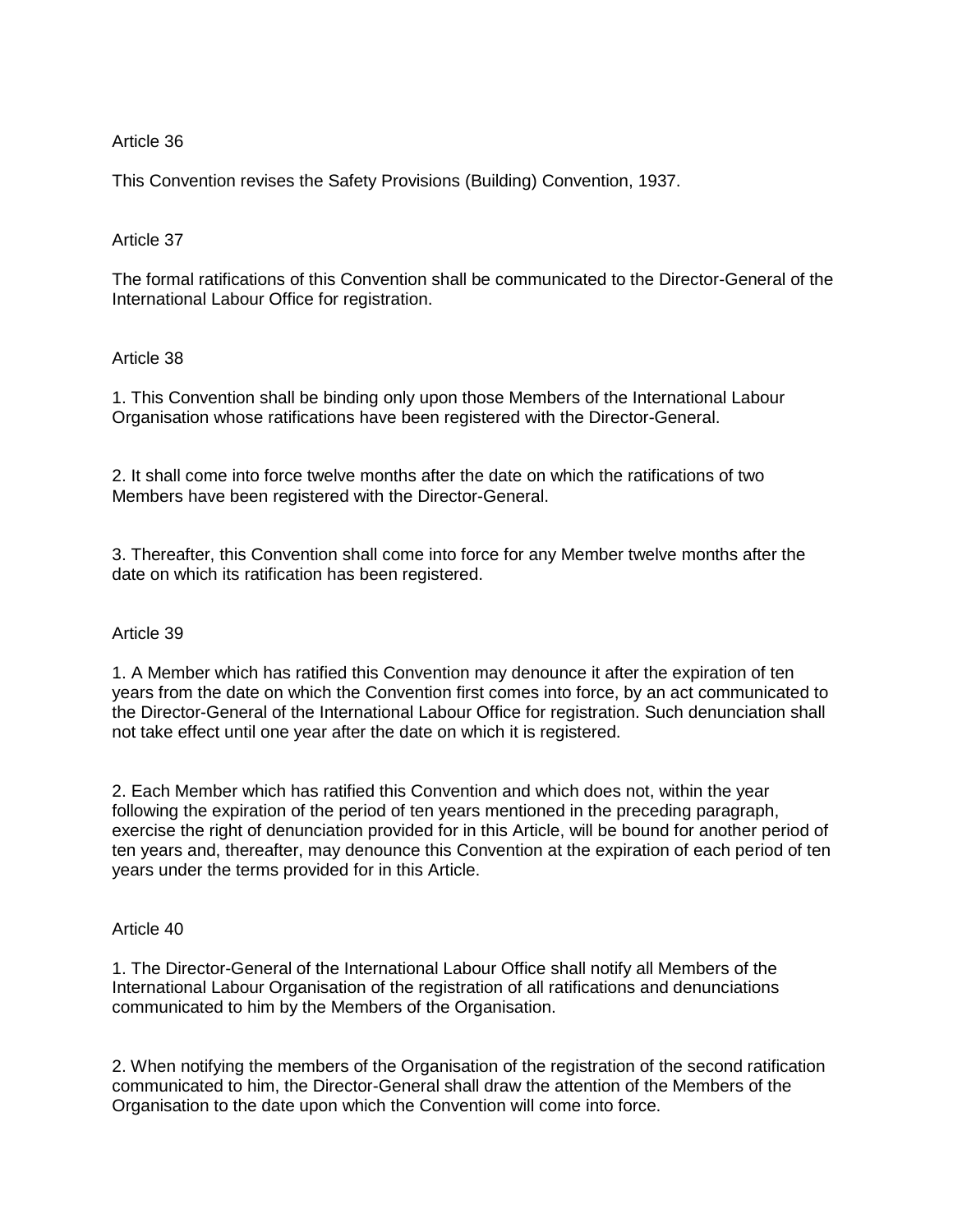Article 36

This Convention revises the Safety Provisions (Building) Convention, 1937.

Article 37

The formal ratifications of this Convention shall be communicated to the Director-General of the International Labour Office for registration.

Article 38

1. This Convention shall be binding only upon those Members of the International Labour Organisation whose ratifications have been registered with the Director-General.

2. It shall come into force twelve months after the date on which the ratifications of two Members have been registered with the Director-General.

3. Thereafter, this Convention shall come into force for any Member twelve months after the date on which its ratification has been registered.

Article 39

1. A Member which has ratified this Convention may denounce it after the expiration of ten years from the date on which the Convention first comes into force, by an act communicated to the Director-General of the International Labour Office for registration. Such denunciation shall not take effect until one year after the date on which it is registered.

2. Each Member which has ratified this Convention and which does not, within the year following the expiration of the period of ten years mentioned in the preceding paragraph, exercise the right of denunciation provided for in this Article, will be bound for another period of ten years and, thereafter, may denounce this Convention at the expiration of each period of ten years under the terms provided for in this Article.

Article 40

1. The Director-General of the International Labour Office shall notify all Members of the International Labour Organisation of the registration of all ratifications and denunciations communicated to him by the Members of the Organisation.

2. When notifying the members of the Organisation of the registration of the second ratification communicated to him, the Director-General shall draw the attention of the Members of the Organisation to the date upon which the Convention will come into force.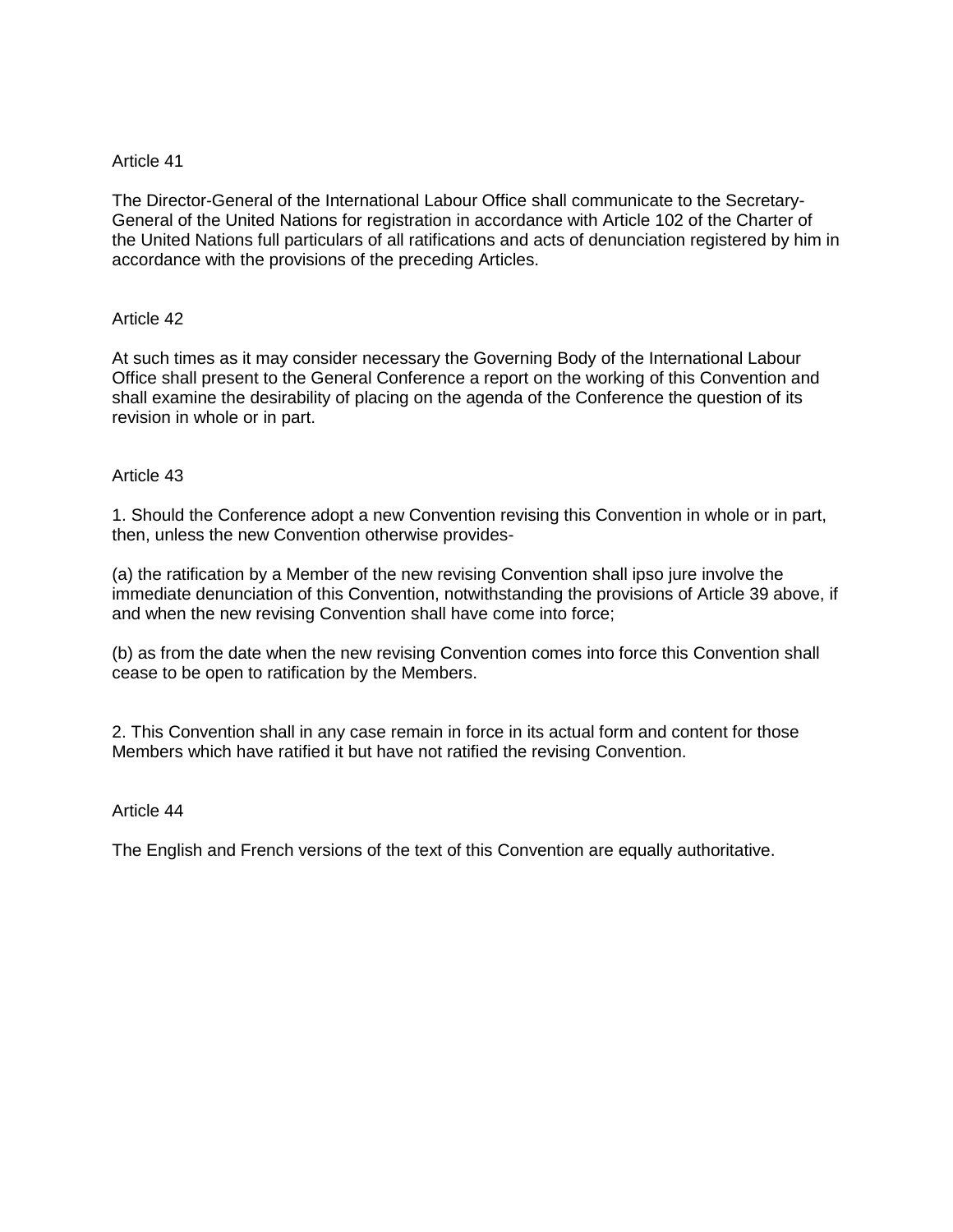Article 41

The Director-General of the International Labour Office shall communicate to the Secretary-General of the United Nations for registration in accordance with Article 102 of the Charter of the United Nations full particulars of all ratifications and acts of denunciation registered by him in accordance with the provisions of the preceding Articles.

Article 42

At such times as it may consider necessary the Governing Body of the International Labour Office shall present to the General Conference a report on the working of this Convention and shall examine the desirability of placing on the agenda of the Conference the question of its revision in whole or in part.

Article 43

1. Should the Conference adopt a new Convention revising this Convention in whole or in part, then, unless the new Convention otherwise provides-

(a) the ratification by a Member of the new revising Convention shall ipso jure involve the immediate denunciation of this Convention, notwithstanding the provisions of Article 39 above, if and when the new revising Convention shall have come into force;

(b) as from the date when the new revising Convention comes into force this Convention shall cease to be open to ratification by the Members.

2. This Convention shall in any case remain in force in its actual form and content for those Members which have ratified it but have not ratified the revising Convention.

Article 44

The English and French versions of the text of this Convention are equally authoritative.